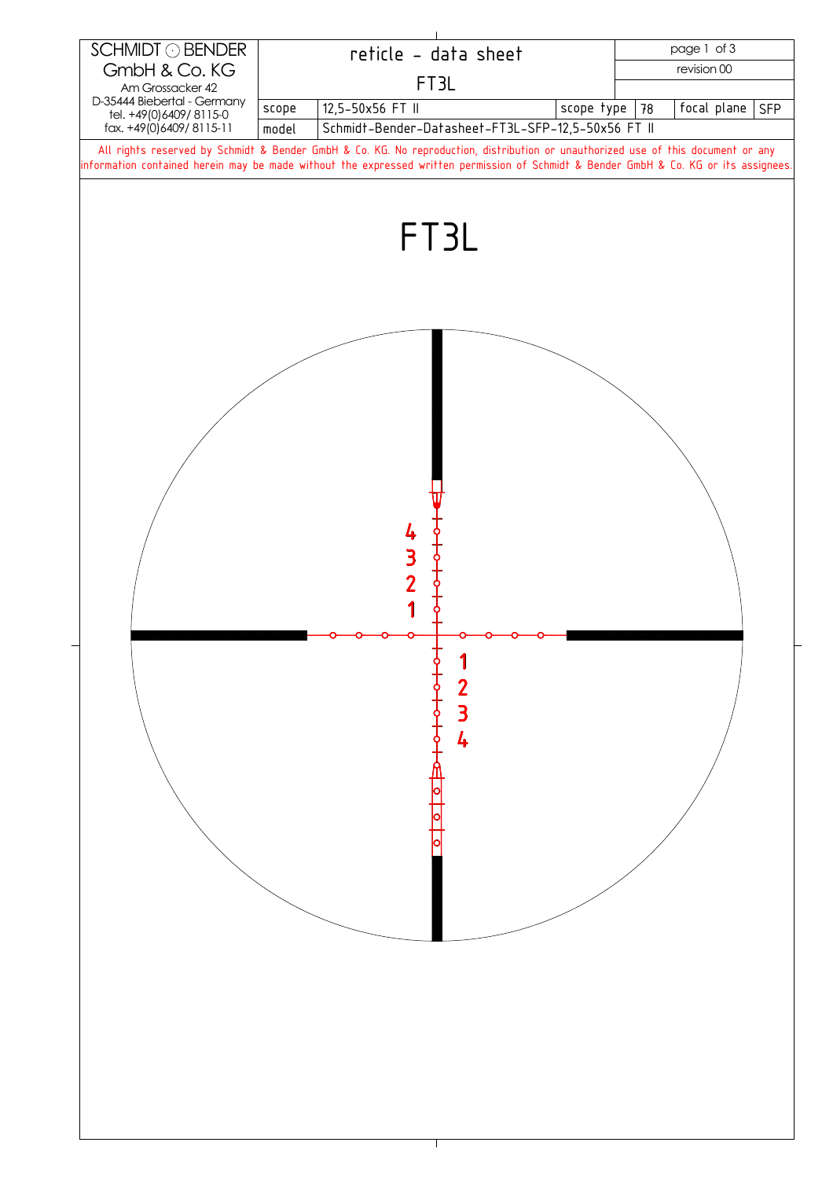| SCHMIDT ⊙ BENDER GmbH & Co. KG<br>Am Grossacker 42<br>D-35444 Biebertal - Germany<br>tel. +49(0)6409/ 8115-0<br>fax. +49(0)6409/ 8115-11 | reticle - data sheet<br>FT3L | | | page 1 of 3<br>revision 00 | |
|---|---|---|---|---|---|
| | scope | 12,5-50x56 FT II | scope type 78 | focal plane | SFP |
| | model | Schmidt-Bender-Datasheet-FT3L-SFP-12,5-50x56 FT II | | | |

All rights reserved by Schmidt & Bender GmbH & Co. KG. No reproduction, distribution or unauthorized use of this document or any information contained herein may be made without the expressed written permission of Schmidt & Bender GmbH & Co. KG or its assignees.

# FT3L

4
3
2
1

1
2
3
4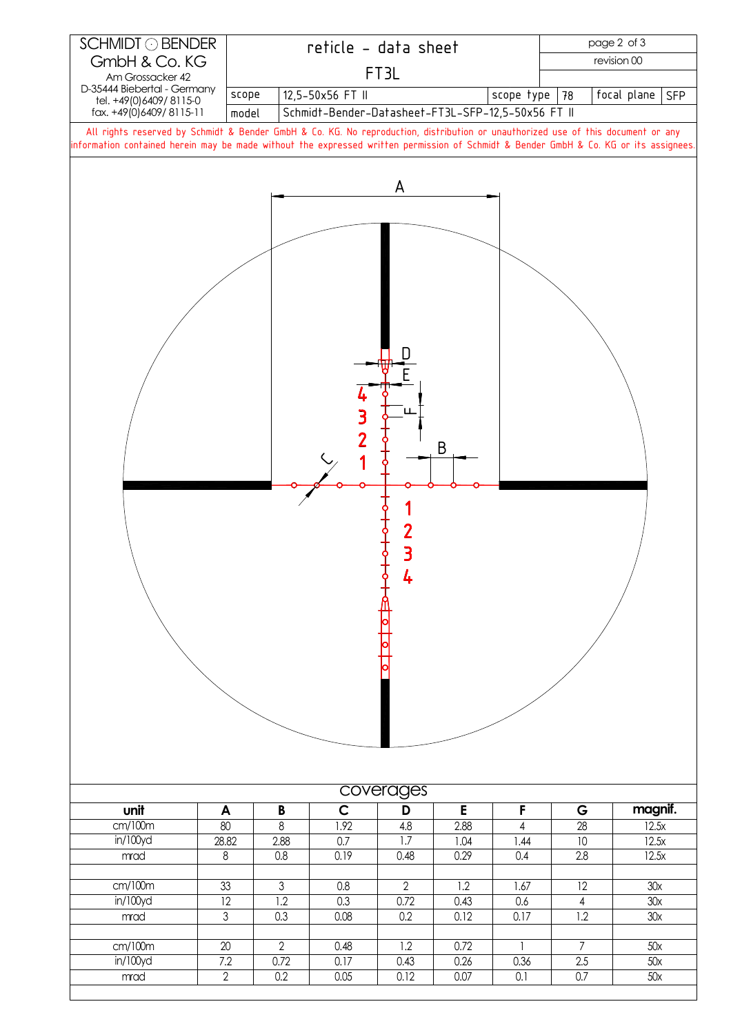# SCHMIDT ⊙ BENDER GmbH & Co. KG

Am Grossacker 42
D-35444 Biebertal - Germany
tel. +49(0)6409/ 8115-0
fax. +49(0)6409/ 8115-11

## reticle - data sheet

## FT3L

revision 00

| scope | 12,5-50x56 FT II | scope type | 78 | focal plane | SFP |
|---|---|---|---|---|---|
| model | Schmidt-Bender-Datasheet-FT3L-SFP-12,5-50x56 FT II | | | | |

All rights reserved by Schmidt & Bender GmbH & Co. KG. No reproduction, distribution or unauthorized use of this document or any information contained herein may be made without the expressed written permission of Schmidt & Bender GmbH & Co. KG or its assignees.

A

D

E

F

B

C

4 3 2 1

1 2 3 4

## coverages

| unit | A | B | C | D | E | F | G | magnif. |
|---|---|---|---|---|---|---|---|---|
| cm/100m | 80 | 8 | 1.92 | 4.8 | 2.88 | 4 | 28 | 12.5x |
| in/100yd | 28.82 | 2.88 | 0.7 | 1.7 | 1.04 | 1.44 | 10 | 12.5x |
| mrad | 8 | 0.8 | 0.19 | 0.48 | 0.29 | 0.4 | 2.8 | 12.5x |
| | | | | | | | | |
| cm/100m | 33 | 3 | 0.8 | 2 | 1.2 | 1.67 | 12 | 30x |
| in/100yd | 12 | 1.2 | 0.3 | 0.72 | 0.43 | 0.6 | 4 | 30x |
| mrad | 3 | 0.3 | 0.08 | 0.2 | 0.12 | 0.17 | 1.2 | 30x |
| | | | | | | | | |
| cm/100m | 20 | 2 | 0.48 | 1.2 | 0.72 | 1 | 7 | 50x |
| in/100yd | 7.2 | 0.72 | 0.17 | 0.43 | 0.26 | 0.36 | 2.5 | 50x |
| mrad | 2 | 0.2 | 0.05 | 0.12 | 0.07 | 0.1 | 0.7 | 50x |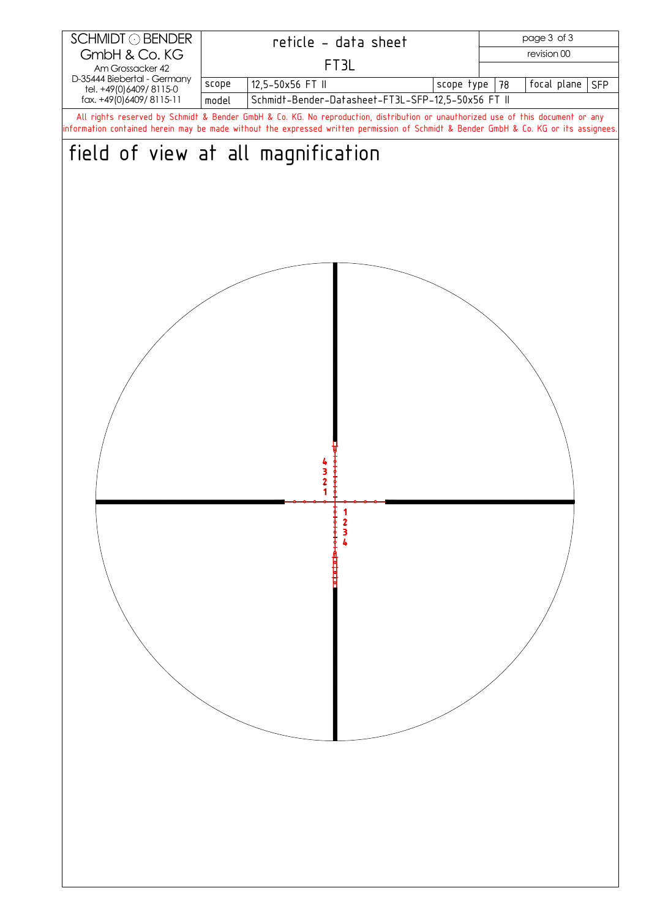SCHMIDT ⊙ BENDER
GmbH & Co. KG
Am Grossacker 42
D-35444 Biebertal - Germany
tel. +49(0)6409/ 8115-0
fax. +49(0)6409/ 8115-11

| | | | | | | |
|---|---|---|---|---|---|---|
| reticle - data sheet | | | | | | revision 00 |
| FT3L | | | | | | |
| scope | 12,5-50x56 FT II | | scope type | 78 | focal plane | SFP |
| model | Schmidt-Bender-Datasheet-FT3L-SFP-12,5-50x56 FT II | | | | | |

All rights reserved by Schmidt & Bender GmbH & Co. KG. No reproduction, distribution or unauthorized use of this document or any information contained herein may be made without the expressed written permission of Schmidt & Bender GmbH & Co. KG or its assignees.

# field of view at all magnification

4
3
2
1
1
2
3
4